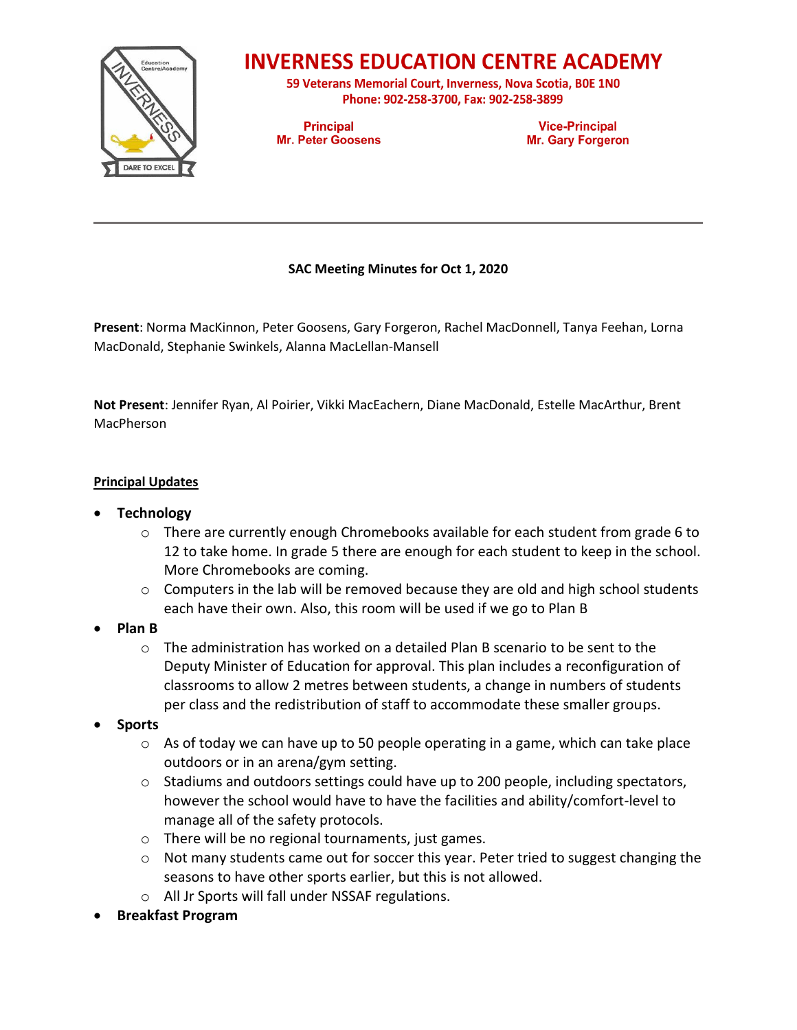# INVERNESS EDUCATION CENTRE ACADEMY

**59 Veterans Memorial Court, Inverness, Nova Scotia, B0E 1N0**
**Phone: 902-258-3700, Fax: 902-258-3899**

**Principal**
**Mr. Peter Goosens**

**Vice-Principal**
**Mr. Gary Forgeron**

---

**SAC Meeting Minutes for Oct 1, 2020**

**Present**: Norma MacKinnon, Peter Goosens, Gary Forgeron, Rachel MacDonnell, Tanya Feehan, Lorna MacDonald, Stephanie Swinkels, Alanna MacLellan-Mansell

**Not Present**: Jennifer Ryan, Al Poirier, Vikki MacEachern, Diane MacDonald, Estelle MacArthur, Brent MacPherson

**Principal Updates**

- **Technology**
  - There are currently enough Chromebooks available for each student from grade 6 to 12 to take home. In grade 5 there are enough for each student to keep in the school. More Chromebooks are coming.
  - Computers in the lab will be removed because they are old and high school students each have their own. Also, this room will be used if we go to Plan B
- **Plan B**
  - The administration has worked on a detailed Plan B scenario to be sent to the Deputy Minister of Education for approval. This plan includes a reconfiguration of classrooms to allow 2 metres between students, a change in numbers of students per class and the redistribution of staff to accommodate these smaller groups.
- **Sports**
  - As of today we can have up to 50 people operating in a game, which can take place outdoors or in an arena/gym setting.
  - Stadiums and outdoors settings could have up to 200 people, including spectators, however the school would have to have the facilities and ability/comfort-level to manage all of the safety protocols.
  - There will be no regional tournaments, just games.
  - Not many students came out for soccer this year. Peter tried to suggest changing the seasons to have other sports earlier, but this is not allowed.
  - All Jr Sports will fall under NSSAF regulations.
- **Breakfast Program**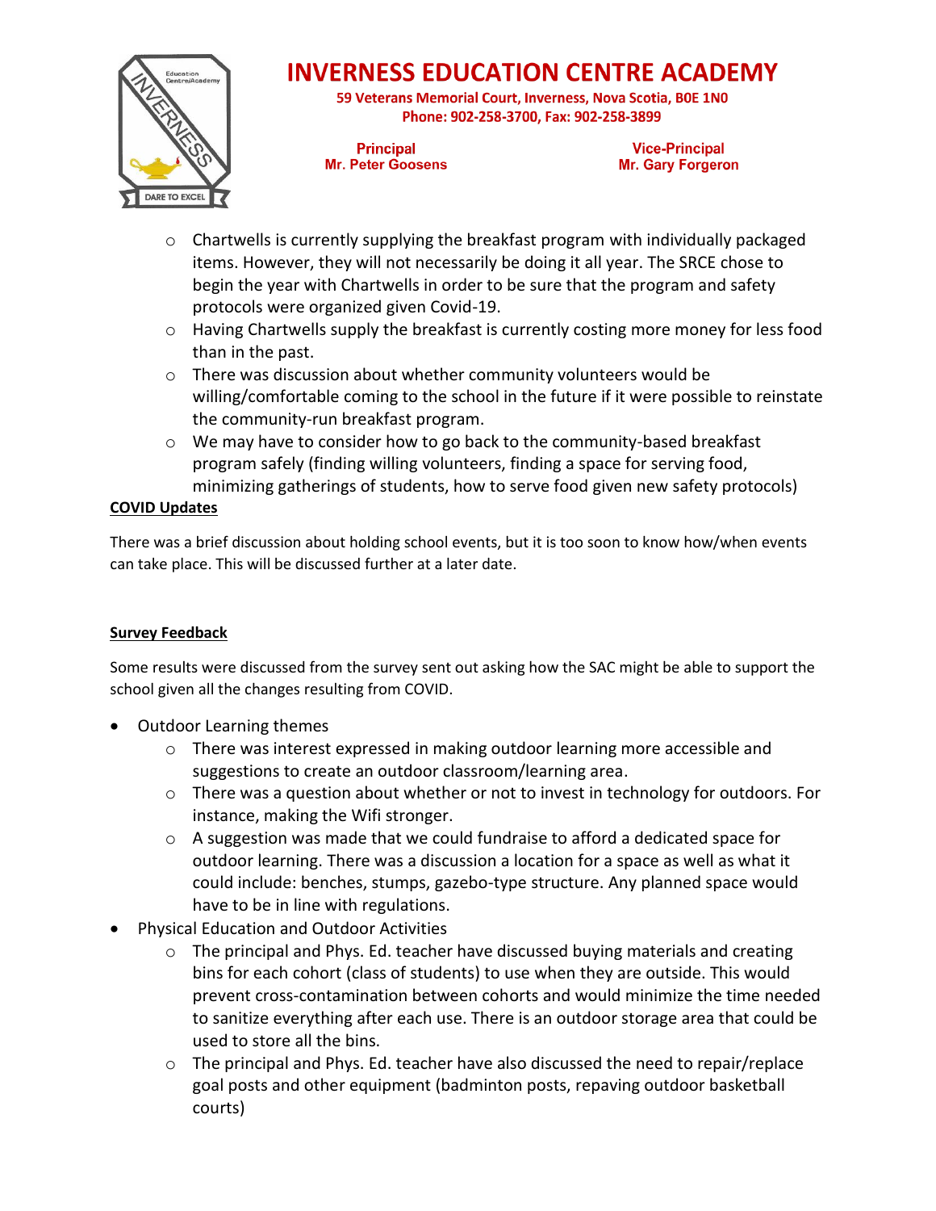- Chartwells is currently supplying the breakfast program with individually packaged items. However, they will not necessarily be doing it all year. The SRCE chose to begin the year with Chartwells in order to be sure that the program and safety protocols were organized given Covid-19.
    - Having Chartwells supply the breakfast is currently costing more money for less food than in the past.
    - There was discussion about whether community volunteers would be willing/comfortable coming to the school in the future if it were possible to reinstate the community-run breakfast program.
    - We may have to consider how to go back to the community-based breakfast program safely (finding willing volunteers, finding a space for serving food, minimizing gatherings of students, how to serve food given new safety protocols)

**COVID Updates**

There was a brief discussion about holding school events, but it is too soon to know how/when events can take place. This will be discussed further at a later date.

**Survey Feedback**

Some results were discussed from the survey sent out asking how the SAC might be able to support the school given all the changes resulting from COVID.

- Outdoor Learning themes
    - There was interest expressed in making outdoor learning more accessible and suggestions to create an outdoor classroom/learning area.
    - There was a question about whether or not to invest in technology for outdoors. For instance, making the Wifi stronger.
    - A suggestion was made that we could fundraise to afford a dedicated space for outdoor learning. There was a discussion a location for a space as well as what it could include: benches, stumps, gazebo-type structure. Any planned space would have to be in line with regulations.
- Physical Education and Outdoor Activities
    - The principal and Phys. Ed. teacher have discussed buying materials and creating bins for each cohort (class of students) to use when they are outside. This would prevent cross-contamination between cohorts and would minimize the time needed to sanitize everything after each use. There is an outdoor storage area that could be used to store all the bins.
    - The principal and Phys. Ed. teacher have also discussed the need to repair/replace goal posts and other equipment (badminton posts, repaving outdoor basketball courts)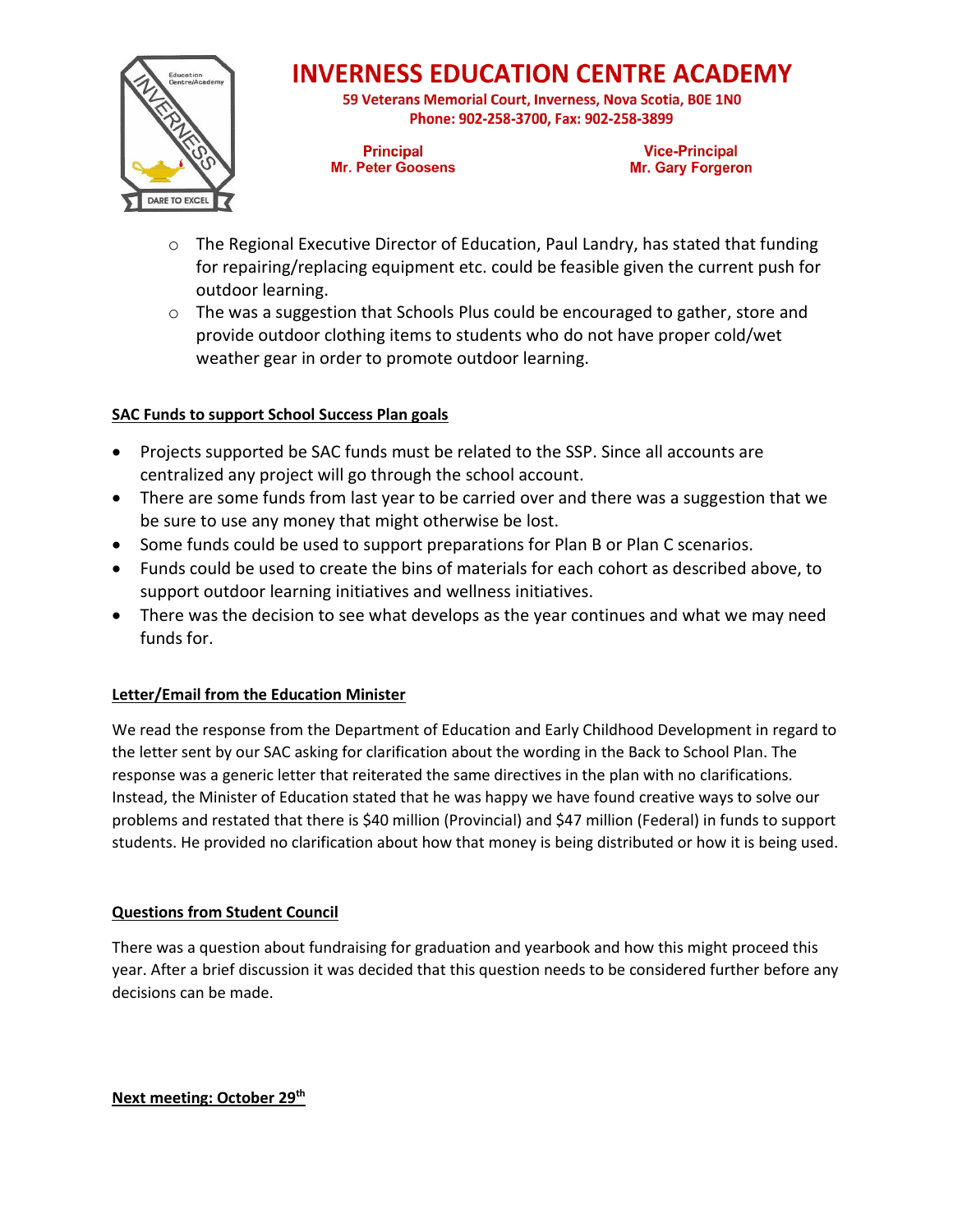# INVERNESS EDUCATION CENTRE ACADEMY

**59 Veterans Memorial Court, Inverness, Nova Scotia, B0E 1N0**
**Phone: 902-258-3700, Fax: 902-258-3899**

**Principal**
**Mr. Peter Goosens**

**Vice-Principal**
**Mr. Gary Forgeron**

- The Regional Executive Director of Education, Paul Landry, has stated that funding for repairing/replacing equipment etc. could be feasible given the current push for outdoor learning.
- The was a suggestion that Schools Plus could be encouraged to gather, store and provide outdoor clothing items to students who do not have proper cold/wet weather gear in order to promote outdoor learning.

**SAC Funds to support School Success Plan goals**

- Projects supported be SAC funds must be related to the SSP. Since all accounts are centralized any project will go through the school account.
- There are some funds from last year to be carried over and there was a suggestion that we be sure to use any money that might otherwise be lost.
- Some funds could be used to support preparations for Plan B or Plan C scenarios.
- Funds could be used to create the bins of materials for each cohort as described above, to support outdoor learning initiatives and wellness initiatives.
- There was the decision to see what develops as the year continues and what we may need funds for.

**Letter/Email from the Education Minister**

We read the response from the Department of Education and Early Childhood Development in regard to the letter sent by our SAC asking for clarification about the wording in the Back to School Plan. The response was a generic letter that reiterated the same directives in the plan with no clarifications. Instead, the Minister of Education stated that he was happy we have found creative ways to solve our problems and restated that there is $40 million (Provincial) and $47 million (Federal) in funds to support students. He provided no clarification about how that money is being distributed or how it is being used.

**Questions from Student Council**

There was a question about fundraising for graduation and yearbook and how this might proceed this year. After a brief discussion it was decided that this question needs to be considered further before any decisions can be made.

**Next meeting: October 29th**